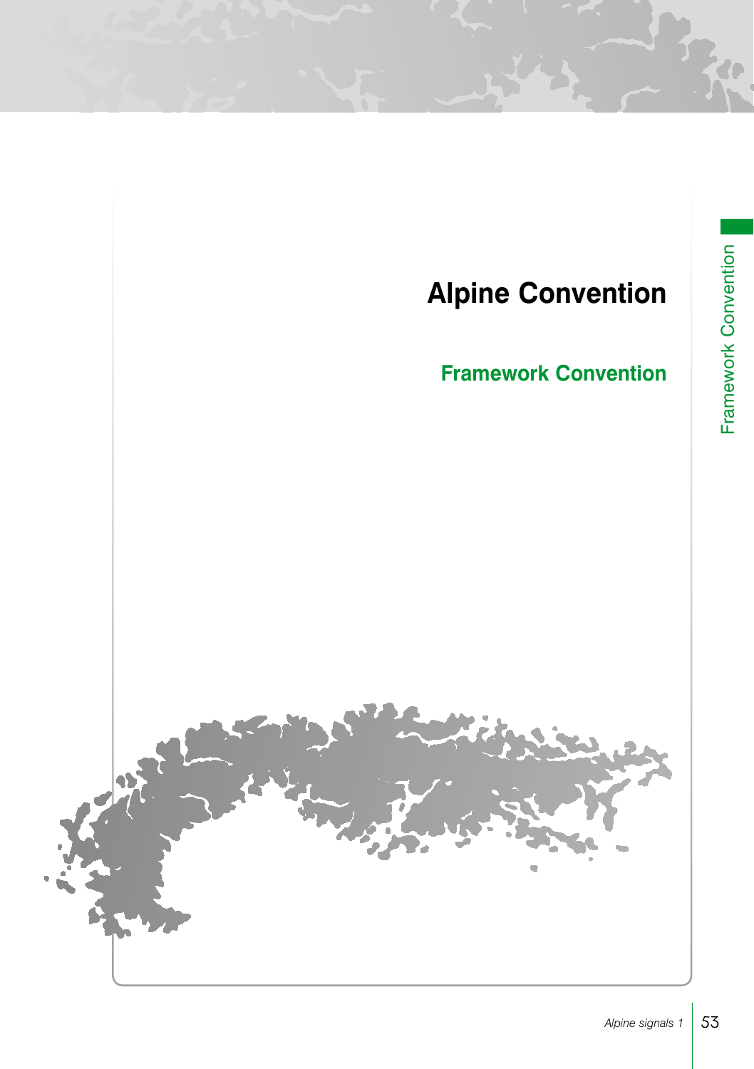# Alpine Convention

## Framework Convention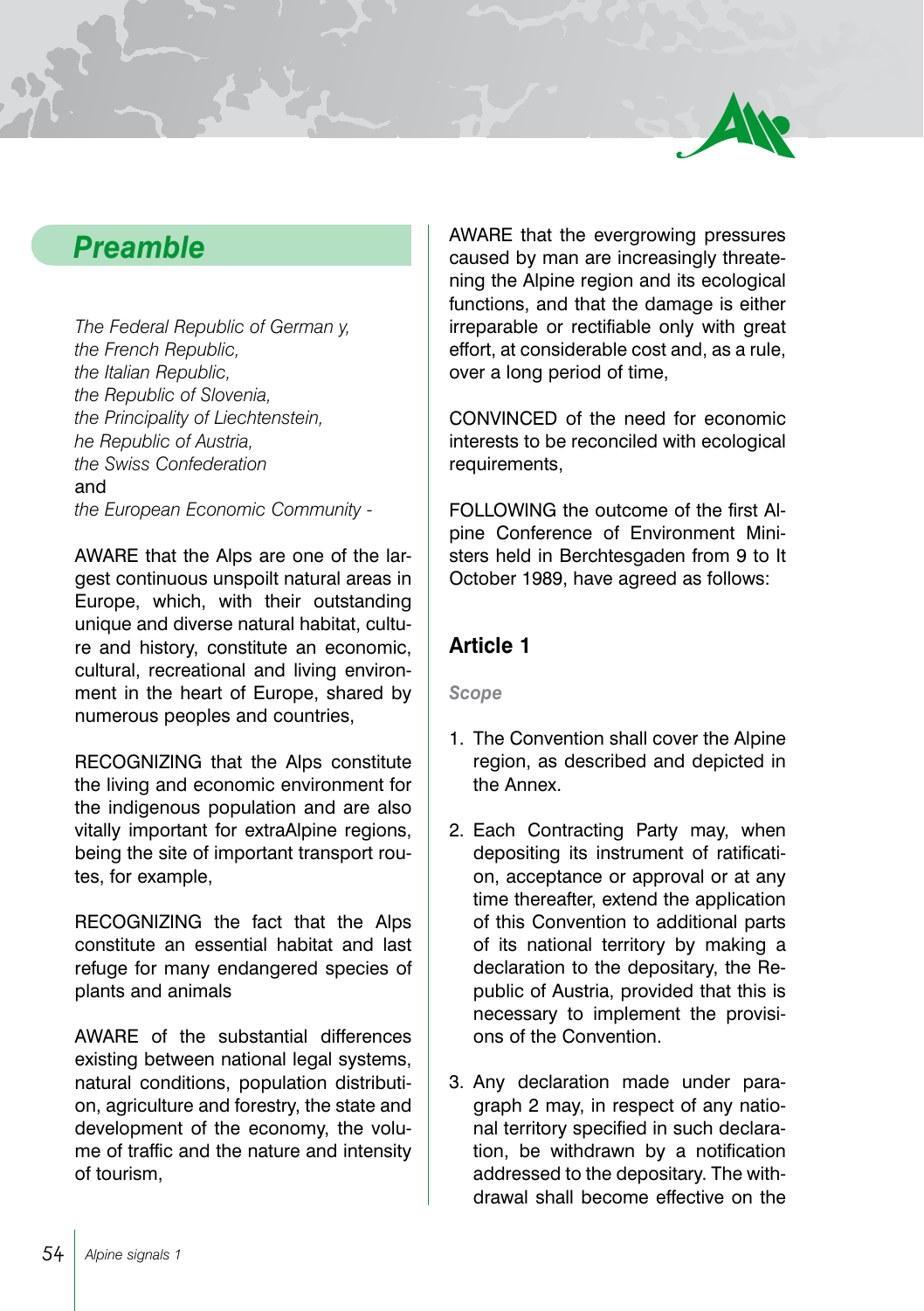## Preamble

*The Federal Republic of German y,*
*the French Republic,*
*the Italian Republic,*
*the Republic of Slovenia,*
*the Principality of Liechtenstein,*
*he Republic of Austria,*
*the Swiss Confederation*
and
*the European Economic Community -*

AWARE that the Alps are one of the largest continuous unspoilt natural areas in Europe, which, with their outstanding unique and diverse natural habitat, culture and history, constitute an economic, cultural, recreational and living environment in the heart of Europe, shared by numerous peoples and countries,

RECOGNIZING that the Alps constitute the living and economic environment for the indigenous population and are also vitally important for extraAlpine regions, being the site of important transport routes, for example,

RECOGNIZING the fact that the Alps constitute an essential habitat and last refuge for many endangered species of plants and animals

AWARE of the substantial differences existing between national legal systems, natural conditions, population distribution, agriculture and forestry, the state and development of the economy, the volume of traffic and the nature and intensity of tourism,

AWARE that the evergrowing pressures caused by man are increasingly threatening the Alpine region and its ecological functions, and that the damage is either irreparable or rectifiable only with great effort, at considerable cost and, as a rule, over a long period of time,

CONVINCED of the need for economic interests to be reconciled with ecological requirements,

FOLLOWING the outcome of the first Alpine Conference of Environment Ministers held in Berchtesgaden from 9 to It October 1989, have agreed as follows:

### Article 1

*Scope*

1. The Convention shall cover the Alpine region, as described and depicted in the Annex.

2. Each Contracting Party may, when depositing its instrument of ratification, acceptance or approval or at any time thereafter, extend the application of this Convention to additional parts of its national territory by making a declaration to the depositary, the Republic of Austria, provided that this is necessary to implement the provisions of the Convention.

3. Any declaration made under paragraph 2 may, in respect of any national territory specified in such declaration, be withdrawn by a notification addressed to the depositary. The withdrawal shall become effective on the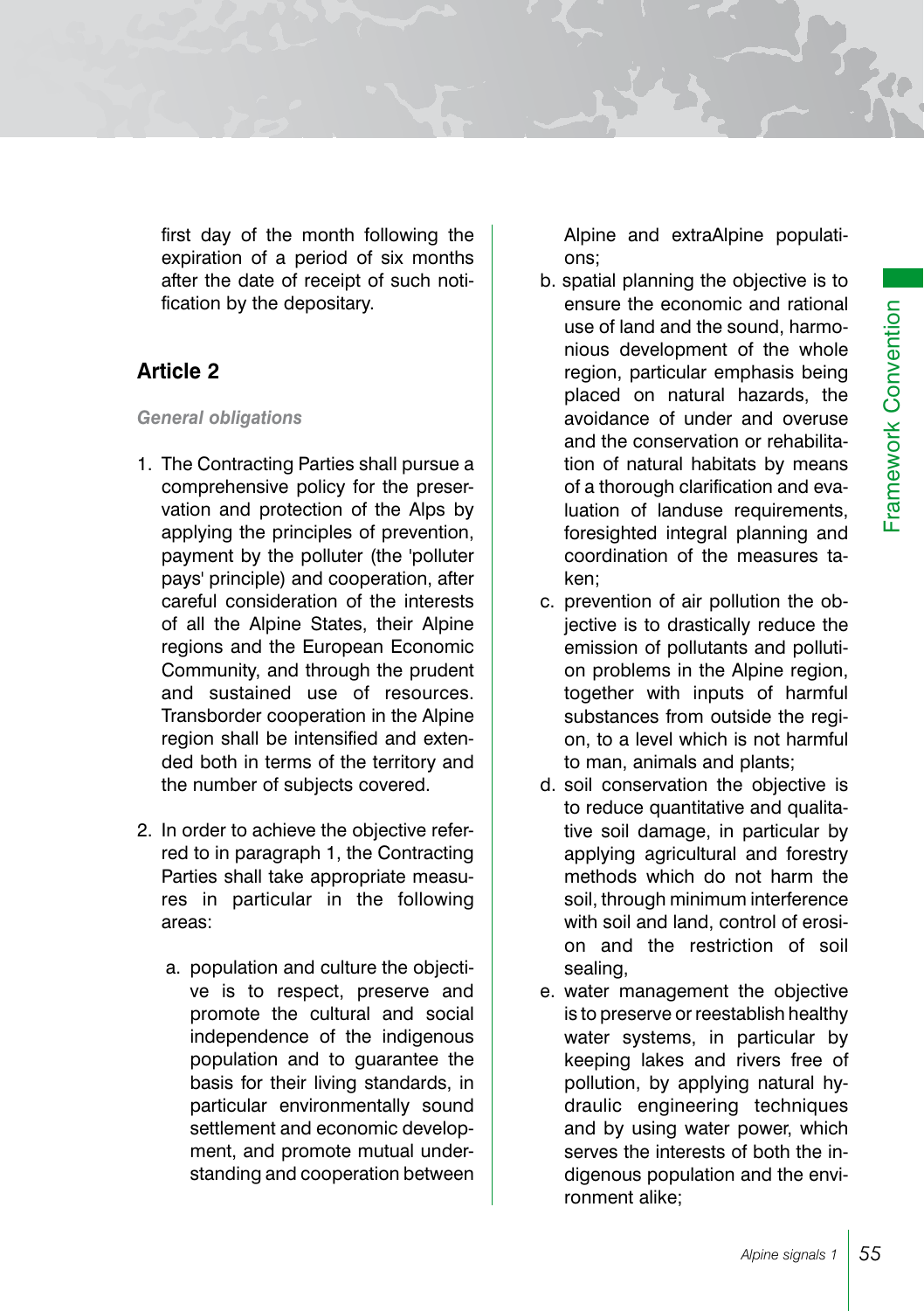first day of the month following the expiration of a period of six months after the date of receipt of such notification by the depositary.

## Article 2

*General obligations*

1. The Contracting Parties shall pursue a comprehensive policy for the preservation and protection of the Alps by applying the principles of prevention, payment by the polluter (the 'polluter pays' principle) and cooperation, after careful consideration of the interests of all the Alpine States, their Alpine regions and the European Economic Community, and through the prudent and sustained use of resources. Transborder cooperation in the Alpine region shall be intensified and extended both in terms of the territory and the number of subjects covered.

2. In order to achieve the objective referred to in paragraph 1, the Contracting Parties shall take appropriate measures in particular in the following areas:

   a. population and culture the objective is to respect, preserve and promote the cultural and social independence of the indigenous population and to guarantee the basis for their living standards, in particular environmentally sound settlement and economic development, and promote mutual understanding and cooperation between Alpine and extraAlpine populations;
   b. spatial planning the objective is to ensure the economic and rational use of land and the sound, harmonious development of the whole region, particular emphasis being placed on natural hazards, the avoidance of under and overuse and the conservation or rehabilitation of natural habitats by means of a thorough clarification and evaluation of landuse requirements, foresighted integral planning and coordination of the measures taken;
   c. prevention of air pollution the objective is to drastically reduce the emission of pollutants and pollution problems in the Alpine region, together with inputs of harmful substances from outside the region, to a level which is not harmful to man, animals and plants;
   d. soil conservation the objective is to reduce quantitative and qualitative soil damage, in particular by applying agricultural and forestry methods which do not harm the soil, through minimum interference with soil and land, control of erosion and the restriction of soil sealing,
   e. water management the objective is to preserve or reestablish healthy water systems, in particular by keeping lakes and rivers free of pollution, by applying natural hydraulic engineering techniques and by using water power, which serves the interests of both the indigenous population and the environment alike;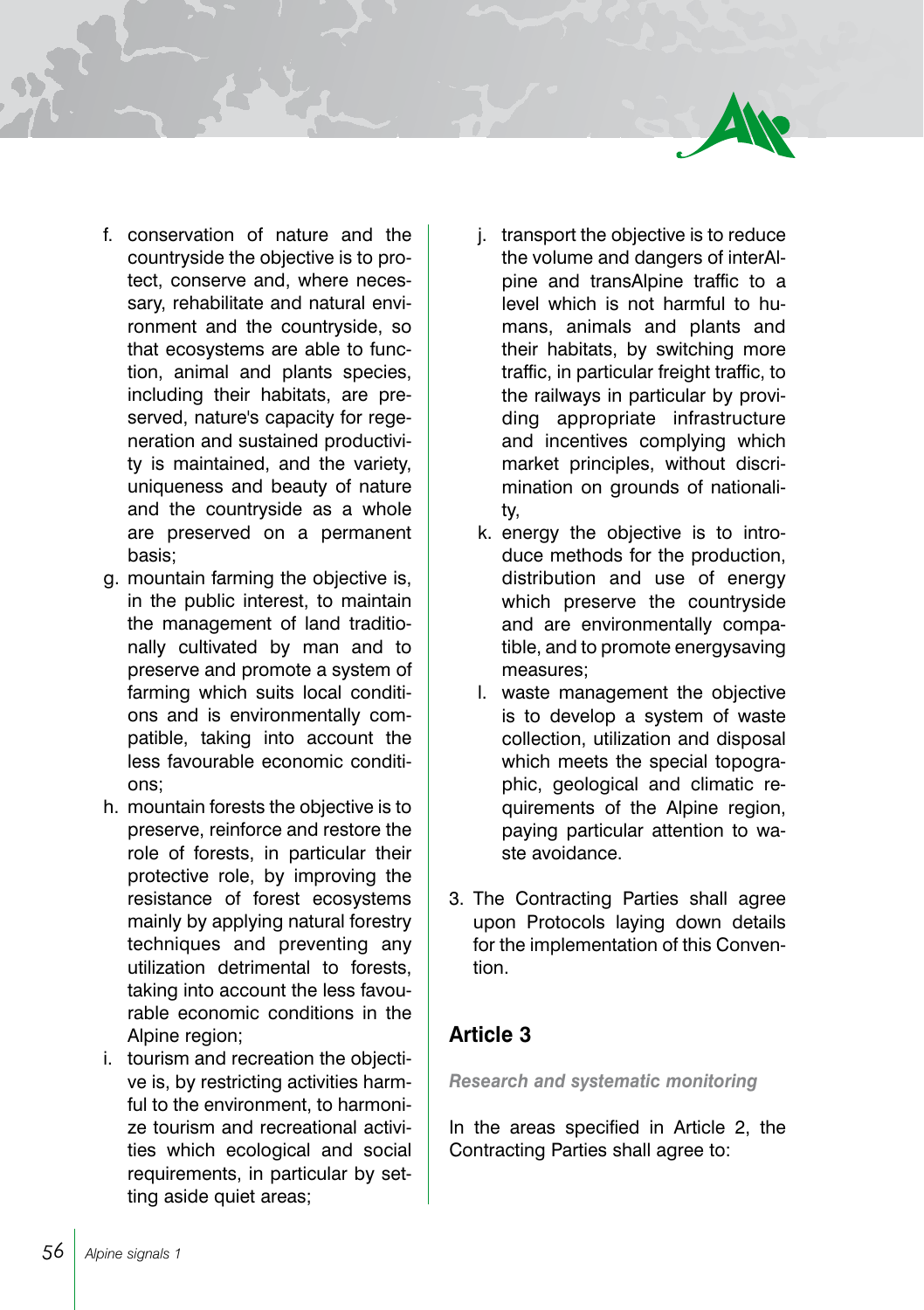f. conservation of nature and the countryside the objective is to protect, conserve and, where necessary, rehabilitate and natural environment and the countryside, so that ecosystems are able to function, animal and plants species, including their habitats, are preserved, nature's capacity for regeneration and sustained productivity is maintained, and the variety, uniqueness and beauty of nature and the countryside as a whole are preserved on a permanent basis;
g. mountain farming the objective is, in the public interest, to maintain the management of land traditionally cultivated by man and to preserve and promote a system of farming which suits local conditions and is environmentally compatible, taking into account the less favourable economic conditions;
h. mountain forests the objective is to preserve, reinforce and restore the role of forests, in particular their protective role, by improving the resistance of forest ecosystems mainly by applying natural forestry techniques and preventing any utilization detrimental to forests, taking into account the less favourable economic conditions in the Alpine region;
i. tourism and recreation the objective is, by restricting activities harmful to the environment, to harmonize tourism and recreational activities which ecological and social requirements, in particular by setting aside quiet areas;
j. transport the objective is to reduce the volume and dangers of interAlpine and transAlpine traffic to a level which is not harmful to humans, animals and plants and their habitats, by switching more traffic, in particular freight traffic, to the railways in particular by providing appropriate infrastructure and incentives complying which market principles, without discrimination on grounds of nationality,
k. energy the objective is to introduce methods for the production, distribution and use of energy which preserve the countryside and are environmentally compatible, and to promote energysaving measures;
l. waste management the objective is to develop a system of waste collection, utilization and disposal which meets the special topographic, geological and climatic requirements of the Alpine region, paying particular attention to waste avoidance.

3. The Contracting Parties shall agree upon Protocols laying down details for the implementation of this Convention.

## Article 3

***Research and systematic monitoring***

In the areas specified in Article 2, the Contracting Parties shall agree to: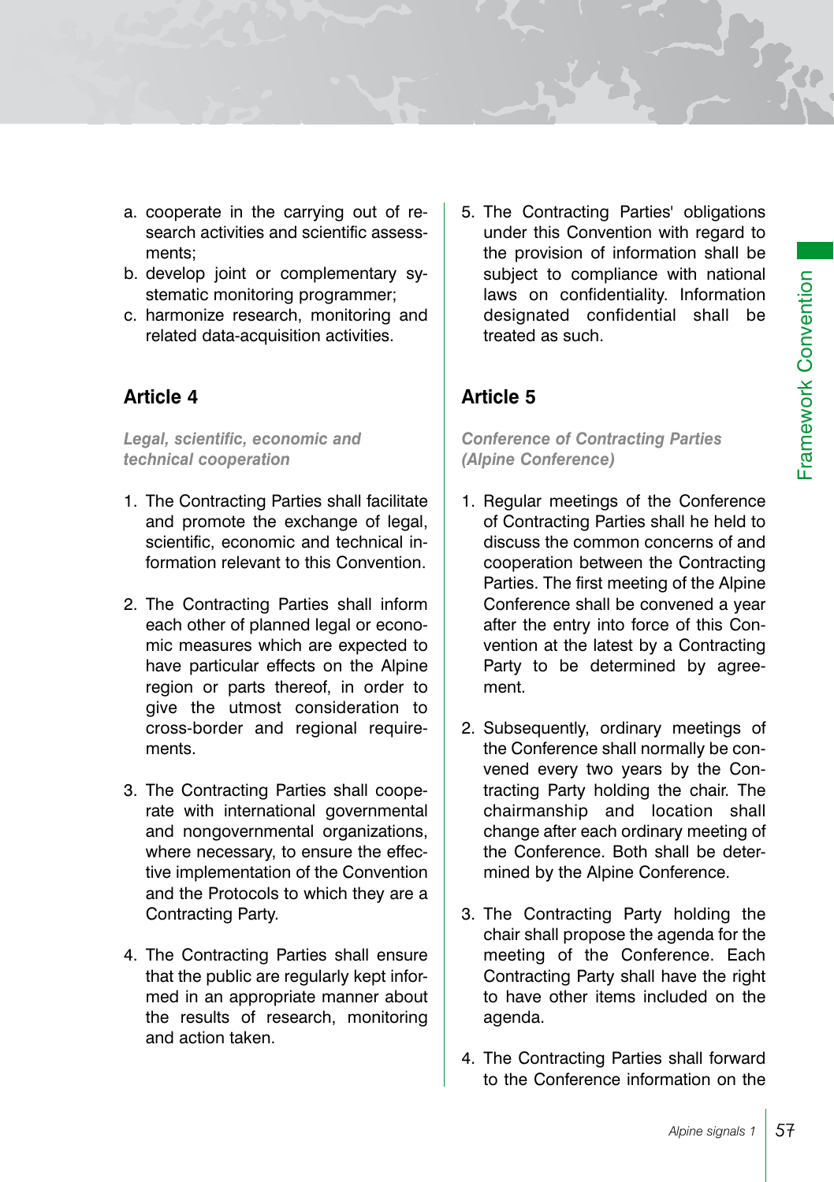a. cooperate in the carrying out of research activities and scientific assessments;
b. develop joint or complementary systematic monitoring programmer;
c. harmonize research, monitoring and related data-acquisition activities.

### Article 4

*Legal, scientific, economic and technical cooperation*

1. The Contracting Parties shall facilitate and promote the exchange of legal, scientific, economic and technical information relevant to this Convention.

2. The Contracting Parties shall inform each other of planned legal or economic measures which are expected to have particular effects on the Alpine region or parts thereof, in order to give the utmost consideration to cross-border and regional requirements.

3. The Contracting Parties shall cooperate with international governmental and nongovernmental organizations, where necessary, to ensure the effective implementation of the Convention and the Protocols to which they are a Contracting Party.

4. The Contracting Parties shall ensure that the public are regularly kept informed in an appropriate manner about the results of research, monitoring and action taken.

5. The Contracting Parties' obligations under this Convention with regard to the provision of information shall be subject to compliance with national laws on confidentiality. Information designated confidential shall be treated as such.

### Article 5

*Conference of Contracting Parties (Alpine Conference)*

1. Regular meetings of the Conference of Contracting Parties shall he held to discuss the common concerns of and cooperation between the Contracting Parties. The first meeting of the Alpine Conference shall be convened a year after the entry into force of this Convention at the latest by a Contracting Party to be determined by agreement.

2. Subsequently, ordinary meetings of the Conference shall normally be convened every two years by the Contracting Party holding the chair. The chairmanship and location shall change after each ordinary meeting of the Conference. Both shall be determined by the Alpine Conference.

3. The Contracting Party holding the chair shall propose the agenda for the meeting of the Conference. Each Contracting Party shall have the right to have other items included on the agenda.

4. The Contracting Parties shall forward to the Conference information on the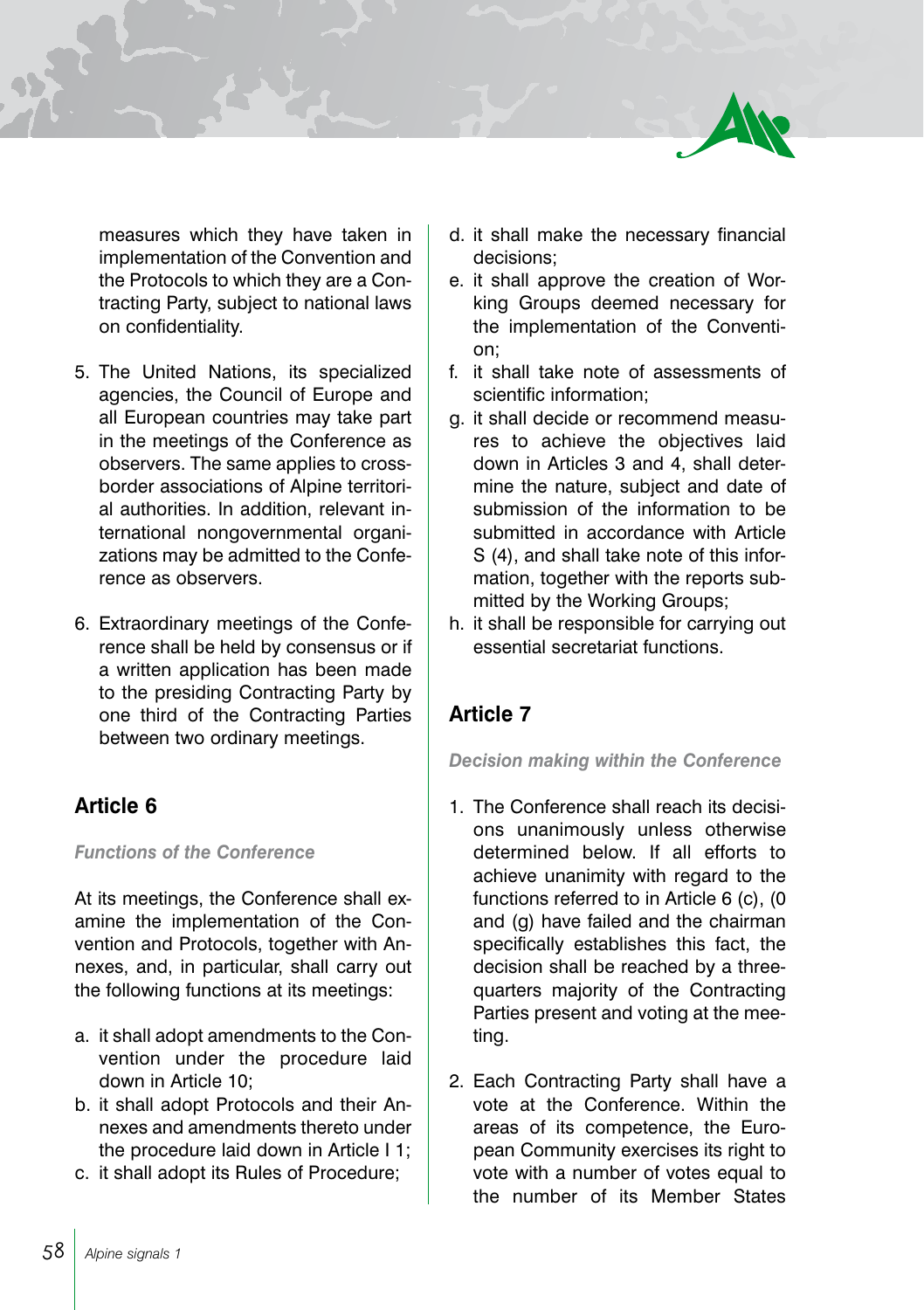measures which they have taken in implementation of the Convention and the Protocols to which they are a Contracting Party, subject to national laws on confidentiality.

5. The United Nations, its specialized agencies, the Council of Europe and all European countries may take part in the meetings of the Conference as observers. The same applies to cross-border associations of Alpine territorial authorities. In addition, relevant international nongovernmental organizations may be admitted to the Conference as observers.

6. Extraordinary meetings of the Conference shall be held by consensus or if a written application has been made to the presiding Contracting Party by one third of the Contracting Parties between two ordinary meetings.

## Article 6

*Functions of the Conference*

At its meetings, the Conference shall examine the implementation of the Convention and Protocols, together with Annexes, and, in particular, shall carry out the following functions at its meetings:

a. it shall adopt amendments to the Convention under the procedure laid down in Article 10;
b. it shall adopt Protocols and their Annexes and amendments thereto under the procedure laid down in Article I 1;
c. it shall adopt its Rules of Procedure;
d. it shall make the necessary financial decisions;
e. it shall approve the creation of Working Groups deemed necessary for the implementation of the Convention;
f. it shall take note of assessments of scientific information;
g. it shall decide or recommend measures to achieve the objectives laid down in Articles 3 and 4, shall determine the nature, subject and date of submission of the information to be submitted in accordance with Article S (4), and shall take note of this information, together with the reports submitted by the Working Groups;
h. it shall be responsible for carrying out essential secretariat functions.

## Article 7

*Decision making within the Conference*

1. The Conference shall reach its decisions unanimously unless otherwise determined below. If all efforts to achieve unanimity with regard to the functions referred to in Article 6 (c), (0 and (g) have failed and the chairman specifically establishes this fact, the decision shall be reached by a three-quarters majority of the Contracting Parties present and voting at the meeting.

2. Each Contracting Party shall have a vote at the Conference. Within the areas of its competence, the European Community exercises its right to vote with a number of votes equal to the number of its Member States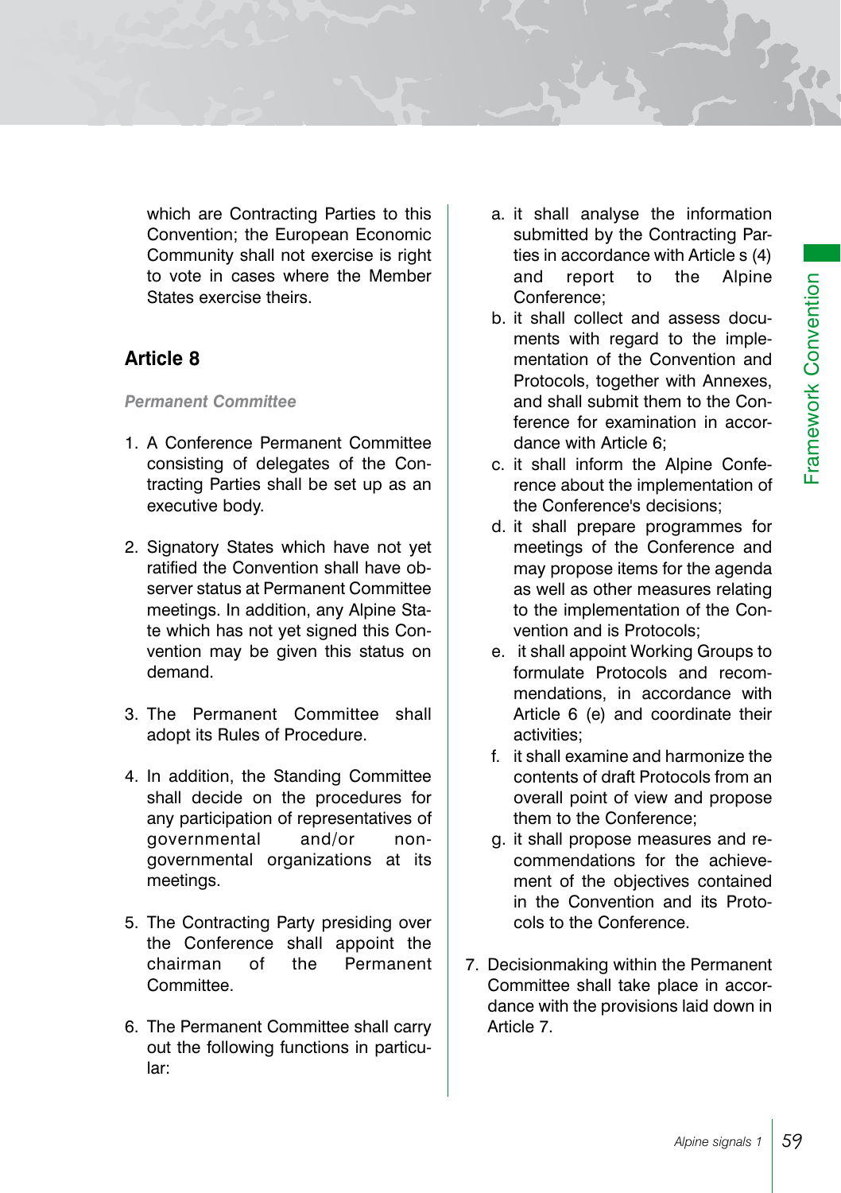which are Contracting Parties to this Convention; the European Economic Community shall not exercise is right to vote in cases where the Member States exercise theirs.

## Article 8

*Permanent Committee*

1. A Conference Permanent Committee consisting of delegates of the Contracting Parties shall be set up as an executive body.

2. Signatory States which have not yet ratified the Convention shall have observer status at Permanent Committee meetings. In addition, any Alpine State which has not yet signed this Convention may be given this status on demand.

3. The Permanent Committee shall adopt its Rules of Procedure.

4. In addition, the Standing Committee shall decide on the procedures for any participation of representatives of governmental and/or non-governmental organizations at its meetings.

5. The Contracting Party presiding over the Conference shall appoint the chairman of the Permanent Committee.

6. The Permanent Committee shall carry out the following functions in particular:

   a. it shall analyse the information submitted by the Contracting Parties in accordance with Article s (4) and report to the Alpine Conference;
   b. it shall collect and assess documents with regard to the implementation of the Convention and Protocols, together with Annexes, and shall submit them to the Conference for examination in accordance with Article 6;
   c. it shall inform the Alpine Conference about the implementation of the Conference's decisions;
   d. it shall prepare programmes for meetings of the Conference and may propose items for the agenda as well as other measures relating to the implementation of the Convention and is Protocols;
   e. it shall appoint Working Groups to formulate Protocols and recommendations, in accordance with Article 6 (e) and coordinate their activities;
   f. it shall examine and harmonize the contents of draft Protocols from an overall point of view and propose them to the Conference;
   g. it shall propose measures and recommendations for the achievement of the objectives contained in the Convention and its Protocols to the Conference.

7. Decisionmaking within the Permanent Committee shall take place in accordance with the provisions laid down in Article 7.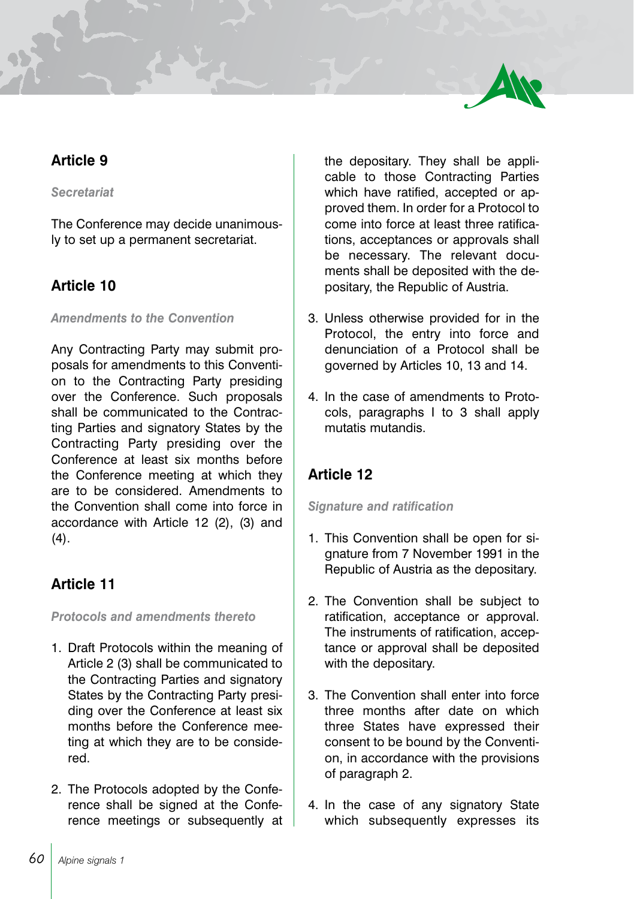## Article 9

*Secretariat*

The Conference may decide unanimously to set up a permanent secretariat.

## Article 10

*Amendments to the Convention*

Any Contracting Party may submit proposals for amendments to this Convention to the Contracting Party presiding over the Conference. Such proposals shall be communicated to the Contracting Parties and signatory States by the Contracting Party presiding over the Conference at least six months before the Conference meeting at which they are to be considered. Amendments to the Convention shall come into force in accordance with Article 12 (2), (3) and (4).

## Article 11

*Protocols and amendments thereto*

1. Draft Protocols within the meaning of Article 2 (3) shall be communicated to the Contracting Parties and signatory States by the Contracting Party presiding over the Conference at least six months before the Conference meeting at which they are to be considered.

2. The Protocols adopted by the Conference shall be signed at the Conference meetings or subsequently at the depositary. They shall be applicable to those Contracting Parties which have ratified, accepted or approved them. In order for a Protocol to come into force at least three ratifications, acceptances or approvals shall be necessary. The relevant documents shall be deposited with the depositary, the Republic of Austria.

3. Unless otherwise provided for in the Protocol, the entry into force and denunciation of a Protocol shall be governed by Articles 10, 13 and 14.

4. In the case of amendments to Protocols, paragraphs I to 3 shall apply mutatis mutandis.

## Article 12

*Signature and ratification*

1. This Convention shall be open for signature from 7 November 1991 in the Republic of Austria as the depositary.

2. The Convention shall be subject to ratification, acceptance or approval. The instruments of ratification, acceptance or approval shall be deposited with the depositary.

3. The Convention shall enter into force three months after date on which three States have expressed their consent to be bound by the Convention, in accordance with the provisions of paragraph 2.

4. In the case of any signatory State which subsequently expresses its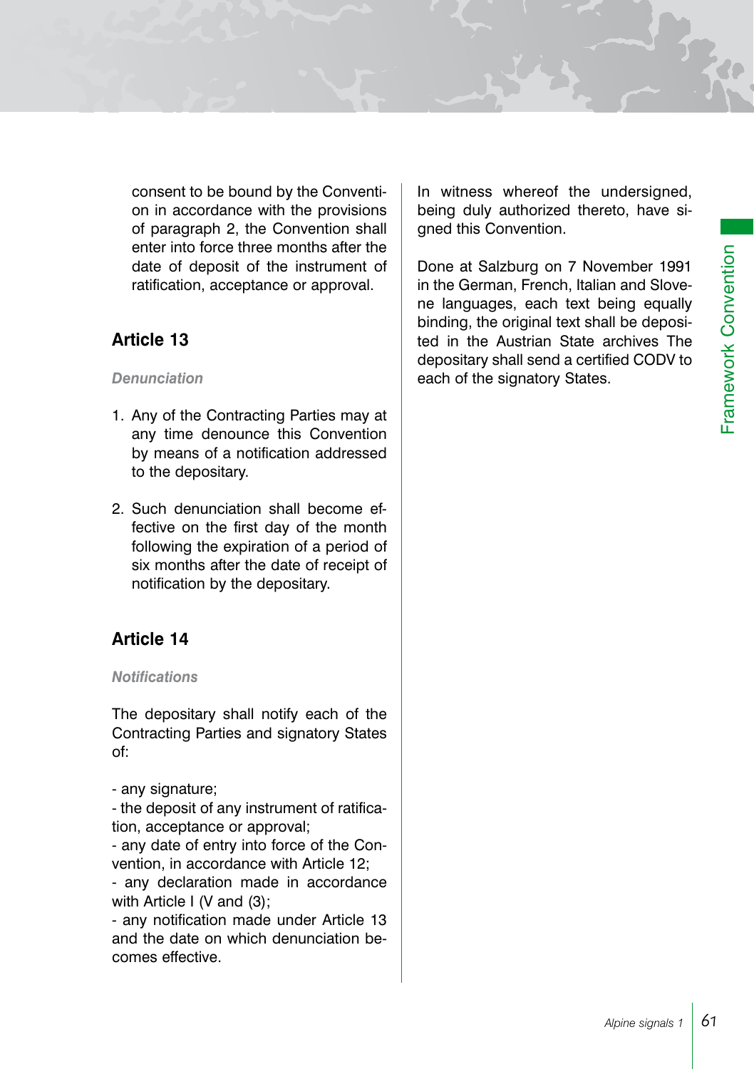consent to be bound by the Convention in accordance with the provisions of paragraph 2, the Convention shall enter into force three months after the date of deposit of the instrument of ratification, acceptance or approval.

## Article 13

*Denunciation*

1. Any of the Contracting Parties may at any time denounce this Convention by means of a notification addressed to the depositary.

2. Such denunciation shall become effective on the first day of the month following the expiration of a period of six months after the date of receipt of notification by the depositary.

## Article 14

*Notifications*

The depositary shall notify each of the Contracting Parties and signatory States of:

- any signature;
- the deposit of any instrument of ratification, acceptance or approval;
- any date of entry into force of the Convention, in accordance with Article 12;
- any declaration made in accordance with Article I (V and (3);
- any notification made under Article 13 and the date on which denunciation becomes effective.

In witness whereof the undersigned, being duly authorized thereto, have signed this Convention.

Done at Salzburg on 7 November 1991 in the German, French, Italian and Slovene languages, each text being equally binding, the original text shall be deposited in the Austrian State archives The depositary shall send a certified CODV to each of the signatory States.